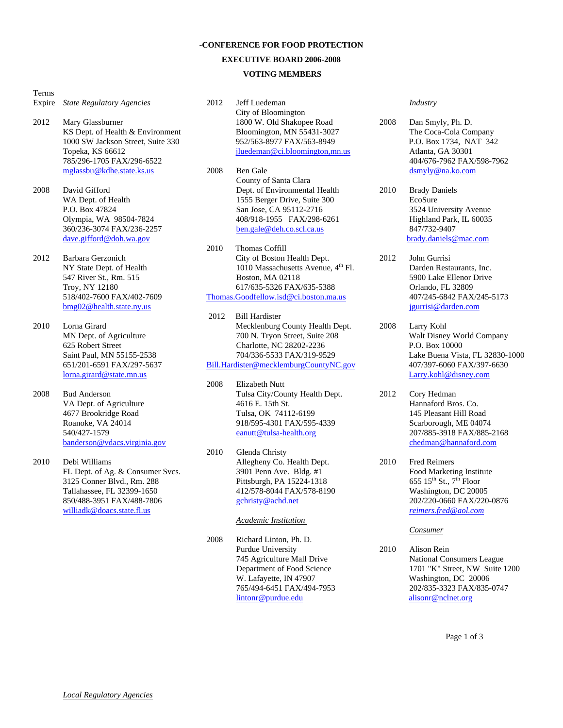**-CONFERENCE FOR FOOD PROTECTION**

**EXECUTIVE BOARD 2006-2008**

**VOTING MEMBERS**

Terms Expire

*State Regulatory Agencies*

2012 Mary Glassburner
KS Dept. of Health & Environment
1000 SW Jackson Street, Suite 330
Topeka, KS 66612
785/296-1705 FAX/296-6522
mglassbu@kdhe.state.ks.us

2008 David Gifford
WA Dept. of Health
P.O. Box 47824
Olympia, WA 98504-7824
360/236-3074 FAX/236-2257
dave.gifford@doh.wa.gov

2012 Barbara Gerzonich
NY State Dept. of Health
547 River St., Rm. 515
Troy, NY 12180
518/402-7600 FAX/402-7609
bmg02@health.state.ny.us

2010 Lorna Girard
MN Dept. of Agriculture
625 Robert Street
Saint Paul, MN 55155-2538
651/201-6591 FAX/297-5637
lorna.girard@state.mn.us

2008 Bud Anderson
VA Dept. of Agriculture
4677 Brookridge Road
Roanoke, VA 24014
540/427-1579
banderson@vdacs.virginia.gov

2010 Debi Williams
FL Dept. of Ag. & Consumer Svcs.
3125 Conner Blvd., Rm. 288
Tallahassee, FL 32399-1650
850/488-3951 FAX/488-7806
williadk@doacs.state.fl.us

*Local Regulatory Agencies*

2012 Jeff Luedeman
City of Bloomington
1800 W. Old Shakopee Road
Bloomington, MN 55431-3027
952/563-8977 FAX/563-8949
jluedeman@ci.bloomington,mn.us

2008 Ben Gale
County of Santa Clara
Dept. of Environmental Health
1555 Berger Drive, Suite 300
San Jose, CA 95112-2716
408/918-1955 FAX/298-6261
ben.gale@deh.co.scl.ca.us

2010 Thomas Coffill
City of Boston Health Dept.
1010 Massachusetts Avenue, 4th Fl.
Boston, MA 02118
617/635-5326 FAX/635-5388
Thomas.Goodfellow.isd@ci.boston.ma.us

2012 Bill Hardister
Mecklenburg County Health Dept.
700 N. Tryon Street, Suite 208
Charlotte, NC 28202-2236
704/336-5533 FAX/319-9529
Bill.Hardister@mecklenburgCountyNC.gov

2008 Elizabeth Nutt
Tulsa City/County Health Dept.
4616 E. 15th St.
Tulsa, OK 74112-6199
918/595-4301 FAX/595-4339
eanutt@tulsa-health.org

2010 Glenda Christy
Allegheny Co. Health Dept.
3901 Penn Ave. Bldg. #1
Pittsburgh, PA 15224-1318
412/578-8044 FAX/578-8190
gchristy@achd.net

*Academic Institution*

2008 Richard Linton, Ph. D.
Purdue University
745 Agriculture Mall Drive
Department of Food Science
W. Lafayette, IN 47907
765/494-6451 FAX/494-7953
lintonr@purdue.edu

*Industry*

2008 Dan Smyly, Ph. D.
The Coca-Cola Company
P.O. Box 1734, NAT 342
Atlanta, GA 30301
404/676-7962 FAX/598-7962
dsmyly@na.ko.com

2010 Brady Daniels
EcoSure
3524 University Avenue
Highland Park, IL 60035
847/732-9407
brady.daniels@mac.com

2012 John Gurrisi
Darden Restaurants, Inc.
5900 Lake Ellenor Drive
Orlando, FL 32809
407/245-6842 FAX/245-5173
jgurrisi@darden.com

2008 Larry Kohl
Walt Disney World Company
P.O. Box 10000
Lake Buena Vista, FL 32830-1000
407/397-6060 FAX/397-6630
Larry.kohl@disney.com

2012 Cory Hedman
Hannaford Bros. Co.
145 Pleasant Hill Road
Scarborough, ME 04074
207/885-3918 FAX/885-2168
chedman@hannaford.com

2010 Fred Reimers
Food Marketing Institute
655 15th St., 7th Floor
Washington, DC 20005
202/220-0660 FAX/220-0876
*reimers.fred@aol.com*

*Consumer*

2010 Alison Rein
National Consumers League
1701 "K" Street, NW Suite 1200
Washington, DC 20006
202/835-3323 FAX/835-0747
alisonr@nclnet.org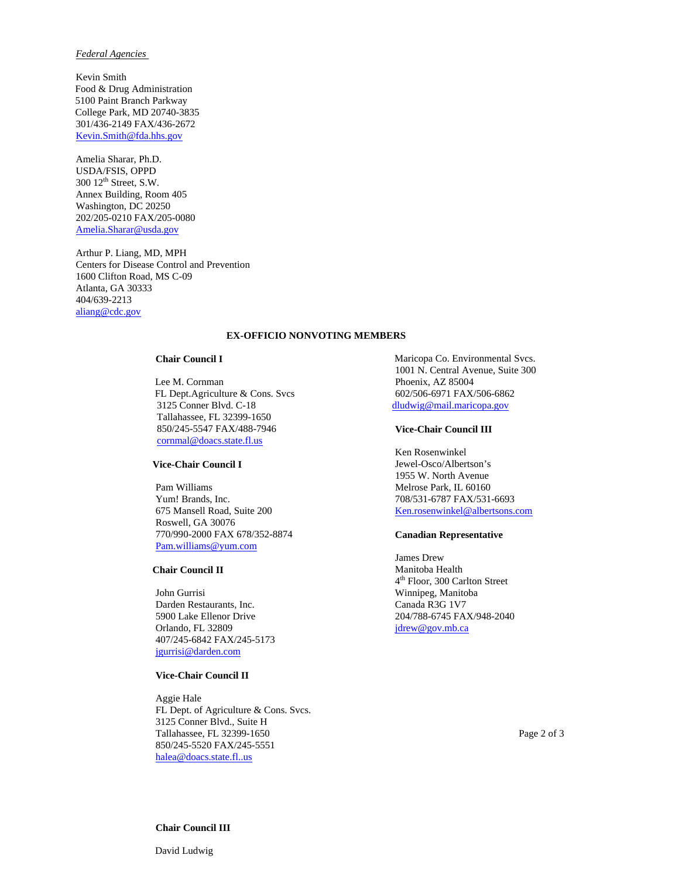*Federal Agencies*

Kevin Smith
Food & Drug Administration
5100 Paint Branch Parkway
College Park, MD 20740-3835
301/436-2149 FAX/436-2672
Kevin.Smith@fda.hhs.gov

Amelia Sharar, Ph.D.
USDA/FSIS, OPPD
300 12th Street, S.W.
Annex Building, Room 405
Washington, DC 20250
202/205-0210 FAX/205-0080
Amelia.Sharar@usda.gov

Arthur P. Liang, MD, MPH
Centers for Disease Control and Prevention
1600 Clifton Road, MS C-09
Atlanta, GA 30333
404/639-2213
aliang@cdc.gov

## EX-OFFICIO NONVOTING MEMBERS

**Chair Council I**

Lee M. Cornman
FL Dept.Agriculture & Cons. Svcs
3125 Conner Blvd. C-18
Tallahassee, FL 32399-1650
850/245-5547 FAX/488-7946
cornmal@doacs.state.fl.us

**Vice-Chair Council I**

Pam Williams
Yum! Brands, Inc.
675 Mansell Road, Suite 200
Roswell, GA 30076
770/990-2000 FAX 678/352-8874
Pam.williams@yum.com

**Chair Council II**

John Gurrisi
Darden Restaurants, Inc.
5900 Lake Ellenor Drive
Orlando, FL 32809
407/245-6842 FAX/245-5173
jgurrisi@darden.com

**Vice-Chair Council II**

Aggie Hale
FL Dept. of Agriculture & Cons. Svcs.
3125 Conner Blvd., Suite H
Tallahassee, FL 32399-1650
850/245-5520 FAX/245-5551
halea@doacs.state.fl..us

**Chair Council III**

David Ludwig
Maricopa Co. Environmental Svcs.
1001 N. Central Avenue, Suite 300
Phoenix, AZ 85004
602/506-6971 FAX/506-6862
dludwig@mail.maricopa.gov

**Vice-Chair Council III**

Ken Rosenwinkel
Jewel-Osco/Albertson's
1955 W. North Avenue
Melrose Park, IL 60160
708/531-6787 FAX/531-6693
Ken.rosenwinkel@albertsons.com

**Canadian Representative**

James Drew
Manitoba Health
4th Floor, 300 Carlton Street
Winnipeg, Manitoba
Canada R3G 1V7
204/788-6745 FAX/948-2040
jdrew@gov.mb.ca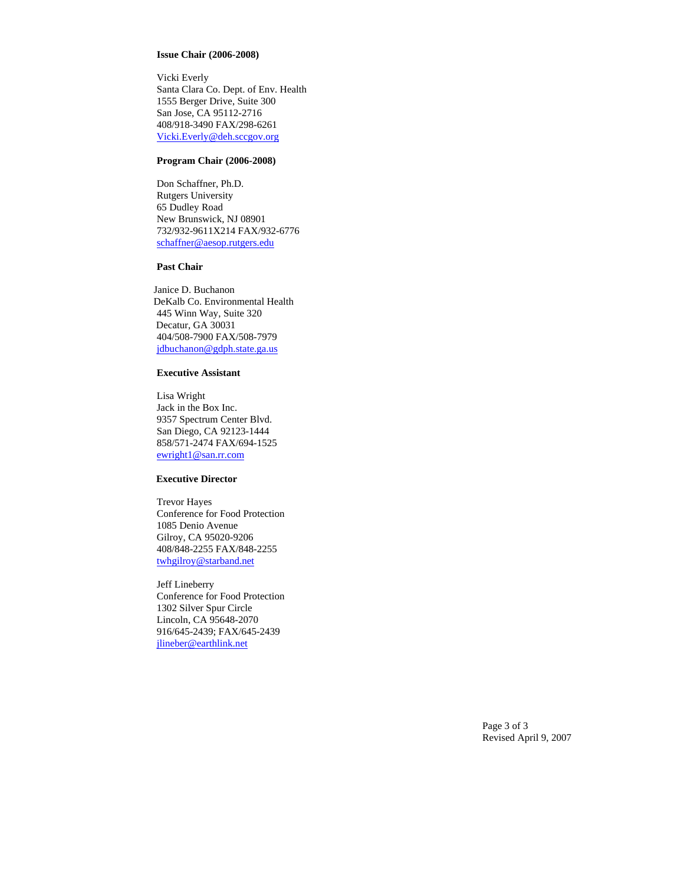**Issue Chair (2006-2008)**

Vicki Everly
Santa Clara Co. Dept. of Env. Health
1555 Berger Drive, Suite 300
San Jose, CA 95112-2716
408/918-3490 FAX/298-6261
Vicki.Everly@deh.sccgov.org

**Program Chair (2006-2008)**

Don Schaffner, Ph.D.
Rutgers University
65 Dudley Road
New Brunswick, NJ 08901
732/932-9611X214 FAX/932-6776
schaffner@aesop.rutgers.edu

**Past Chair**

Janice D. Buchanon
DeKalb Co. Environmental Health
445 Winn Way, Suite 320
Decatur, GA 30031
404/508-7900 FAX/508-7979
jdbuchanon@gdph.state.ga.us

**Executive Assistant**

Lisa Wright
Jack in the Box Inc.
9357 Spectrum Center Blvd.
San Diego, CA 92123-1444
858/571-2474 FAX/694-1525
ewright1@san.rr.com

**Executive Director**

Trevor Hayes
Conference for Food Protection
1085 Denio Avenue
Gilroy, CA 95020-9206
408/848-2255 FAX/848-2255
twhgilroy@starband.net

Jeff Lineberry
Conference for Food Protection
1302 Silver Spur Circle
Lincoln, CA 95648-2070
916/645-2439; FAX/645-2439
jlineber@earthlink.net

Revised April 9, 2007